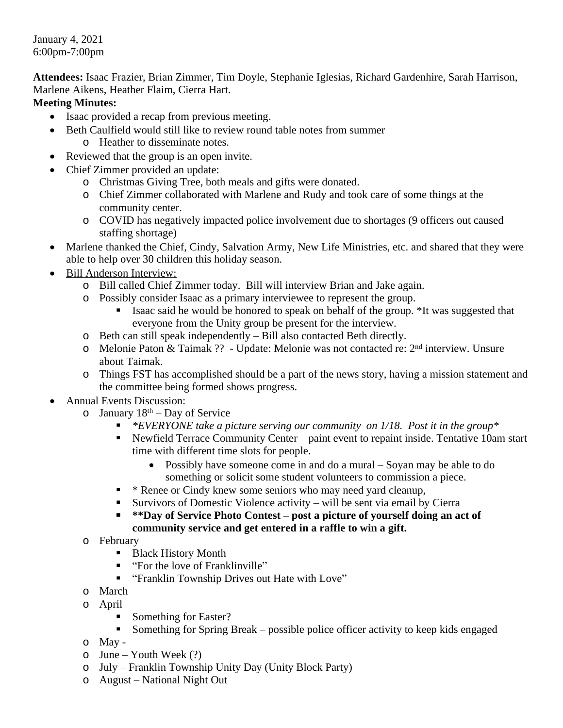January 4, 2021
6:00pm-7:00pm

**Attendees:** Isaac Frazier, Brian Zimmer, Tim Doyle, Stephanie Iglesias, Richard Gardenhire, Sarah Harrison, Marlene Aikens, Heather Flaim, Cierra Hart.

**Meeting Minutes:**

- Isaac provided a recap from previous meeting.
- Beth Caulfield would still like to review round table notes from summer
  - Heather to disseminate notes.
- Reviewed that the group is an open invite.
- Chief Zimmer provided an update:
  - Christmas Giving Tree, both meals and gifts were donated.
  - Chief Zimmer collaborated with Marlene and Rudy and took care of some things at the community center.
  - COVID has negatively impacted police involvement due to shortages (9 officers out caused staffing shortage)
- Marlene thanked the Chief, Cindy, Salvation Army, New Life Ministries, etc. and shared that they were able to help over 30 children this holiday season.
- Bill Anderson Interview:
  - Bill called Chief Zimmer today. Bill will interview Brian and Jake again.
  - Possibly consider Isaac as a primary interviewee to represent the group.
    - Isaac said he would be honored to speak on behalf of the group. *It was suggested that everyone from the Unity group be present for the interview.
  - Beth can still speak independently – Bill also contacted Beth directly.
  - Melonie Paton & Taimak ?? - Update: Melonie was not contacted re: 2nd interview. Unsure about Taimak.
  - Things FST has accomplished should be a part of the news story, having a mission statement and the committee being formed shows progress.
- Annual Events Discussion:
  - January 18th – Day of Service
    - *\*EVERYONE take a picture serving our community on 1/18. Post it in the group\**
    - Newfield Terrace Community Center – paint event to repaint inside. Tentative 10am start time with different time slots for people.
      - Possibly have someone come in and do a mural – Soyan may be able to do something or solicit some student volunteers to commission a piece.
    - * Renee or Cindy knew some seniors who may need yard cleanup,
    - Survivors of Domestic Violence activity – will be sent via email by Cierra
    - **\*\*Day of Service Photo Contest – post a picture of yourself doing an act of community service and get entered in a raffle to win a gift.**
  - February
    - Black History Month
    - "For the love of Franklinville"
    - "Franklin Township Drives out Hate with Love"
  - March
  - April
    - Something for Easter?
    - Something for Spring Break – possible police officer activity to keep kids engaged
  - May -
  - June – Youth Week (?)
  - July – Franklin Township Unity Day (Unity Block Party)
  - August – National Night Out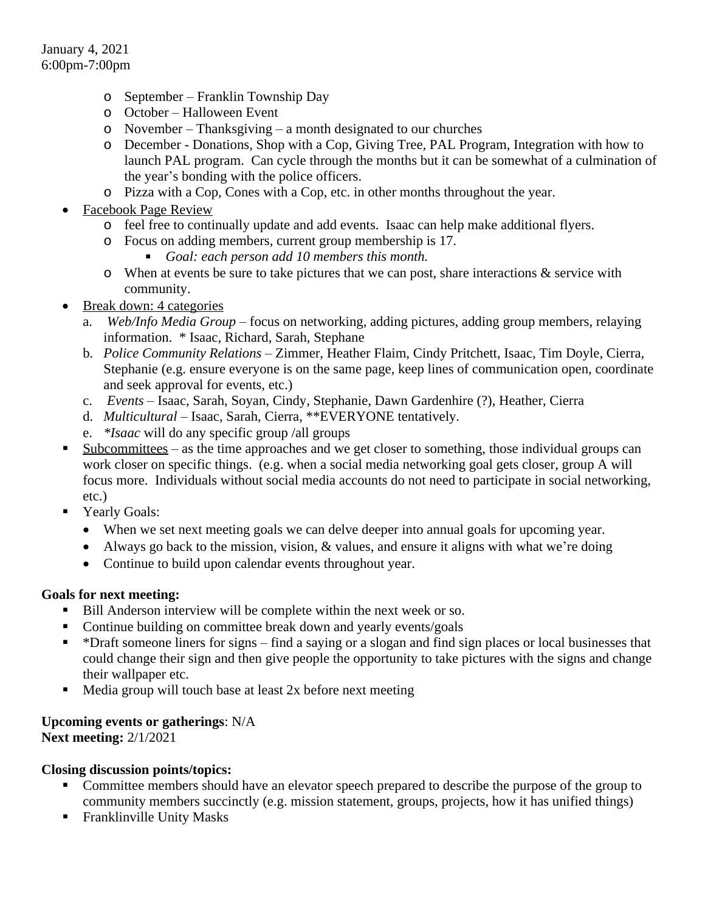January 4, 2021
6:00pm-7:00pm

- September – Franklin Township Day
- October – Halloween Event
- November – Thanksgiving – a month designated to our churches
- December - Donations, Shop with a Cop, Giving Tree, PAL Program, Integration with how to launch PAL program. Can cycle through the months but it can be somewhat of a culmination of the year's bonding with the police officers.
- Pizza with a Cop, Cones with a Cop, etc. in other months throughout the year.

- Facebook Page Review
  - feel free to continually update and add events. Isaac can help make additional flyers.
  - Focus on adding members, current group membership is 17.
    - *Goal: each person add 10 members this month.*
  - When at events be sure to take pictures that we can post, share interactions & service with community.
- Break down: 4 categories
  a. *Web/Info Media Group* – focus on networking, adding pictures, adding group members, relaying information. * Isaac, Richard, Sarah, Stephane
  b. *Police Community Relations* – Zimmer, Heather Flaim, Cindy Pritchett, Isaac, Tim Doyle, Cierra, Stephanie (e.g. ensure everyone is on the same page, keep lines of communication open, coordinate and seek approval for events, etc.)
  c. *Events* – Isaac, Sarah, Soyan, Cindy, Stephanie, Dawn Gardenhire (?), Heather, Cierra
  d. *Multicultural* – Isaac, Sarah, Cierra, **EVERYONE tentatively.
  e. **Isaac* will do any specific group /all groups
- Subcommittees – as the time approaches and we get closer to something, those individual groups can work closer on specific things. (e.g. when a social media networking goal gets closer, group A will focus more. Individuals without social media accounts do not need to participate in social networking, etc.)
- Yearly Goals:
  - When we set next meeting goals we can delve deeper into annual goals for upcoming year.
  - Always go back to the mission, vision, & values, and ensure it aligns with what we're doing
  - Continue to build upon calendar events throughout year.

**Goals for next meeting:**

- Bill Anderson interview will be complete within the next week or so.
- Continue building on committee break down and yearly events/goals
- *Draft someone liners for signs – find a saying or a slogan and find sign places or local businesses that could change their sign and then give people the opportunity to take pictures with the signs and change their wallpaper etc.
- Media group will touch base at least 2x before next meeting

**Upcoming events or gatherings**: N/A
**Next meeting:** 2/1/2021

**Closing discussion points/topics:**

- Committee members should have an elevator speech prepared to describe the purpose of the group to community members succinctly (e.g. mission statement, groups, projects, how it has unified things)
- Franklinville Unity Masks